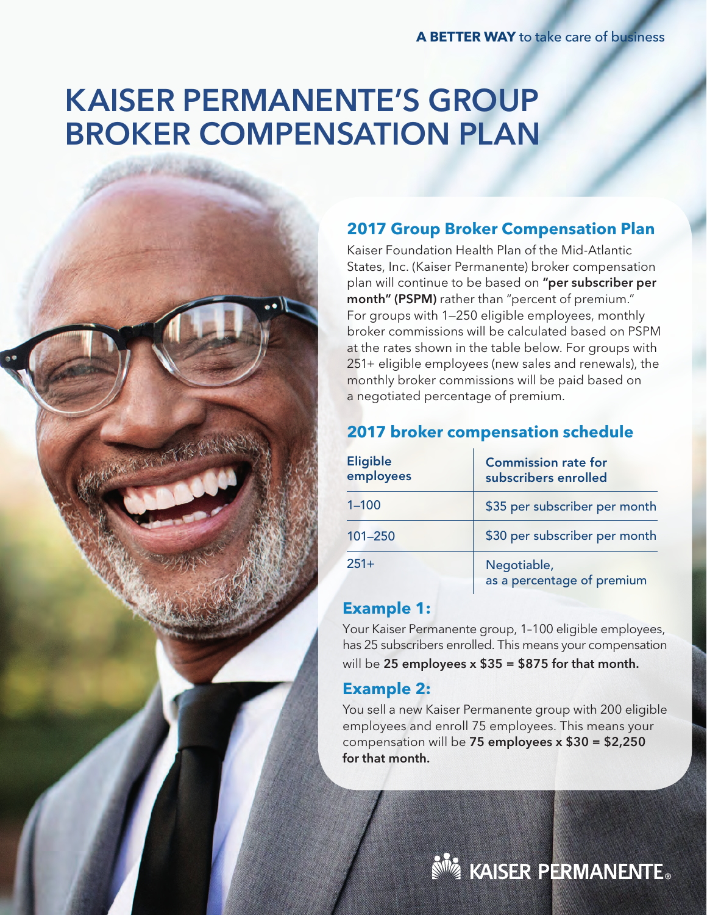**A BETTER WAY** to take care of business

# KAISER PERMANENTE'S GROUP BROKER COMPENSATION PLAN

## 2017 Group Broker Compensation Plan

Kaiser Foundation Health Plan of the Mid-Atlantic States, Inc. (Kaiser Permanente) broker compensation plan will continue to be based on **"per subscriber per month" (PSPM)** rather than "percent of premium." For groups with 1–250 eligible employees, monthly broker commissions will be calculated based on PSPM at the rates shown in the table below. For groups with 251+ eligible employees (new sales and renewals), the monthly broker commissions will be paid based on a negotiated percentage of premium.

## 2017 broker compensation schedule

| Eligible employees | Commission rate for subscribers enrolled |
| --- | --- |
| 1–100 | $35 per subscriber per month |
| 101–250 | $30 per subscriber per month |
| 251+ | Negotiable, as a percentage of premium |

### Example 1:

Your Kaiser Permanente group, 1–100 eligible employees, has 25 subscribers enrolled. This means your compensation will be **25 employees x $35 = $875 for that month.**

### Example 2:

You sell a new Kaiser Permanente group with 200 eligible employees and enroll 75 employees. This means your compensation will be **75 employees x $30 = $2,250 for that month.**

KAISER PERMANENTE®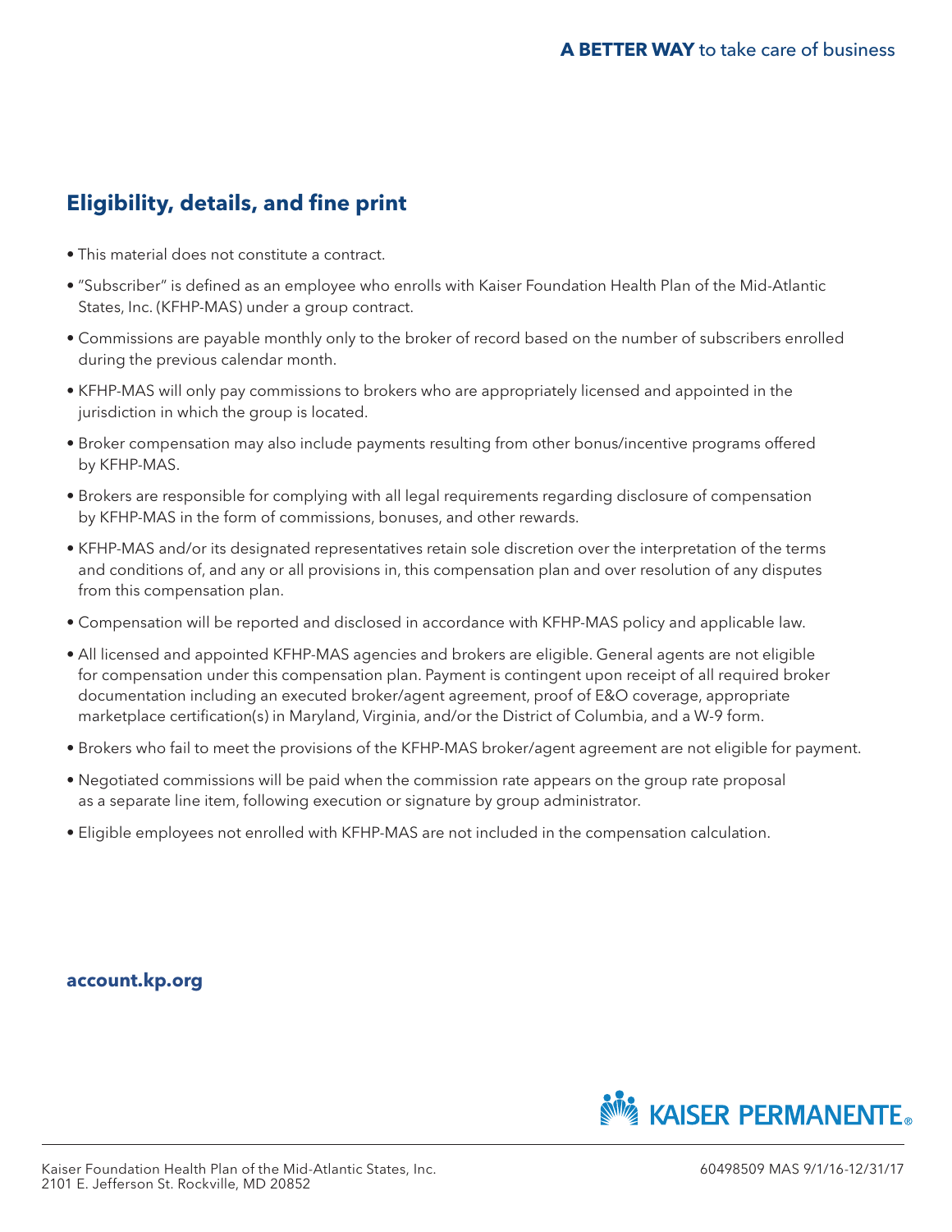## Eligibility, details, and fine print

- This material does not constitute a contract.
- "Subscriber" is defined as an employee who enrolls with Kaiser Foundation Health Plan of the Mid-Atlantic States, Inc. (KFHP-MAS) under a group contract.
- Commissions are payable monthly only to the broker of record based on the number of subscribers enrolled during the previous calendar month.
- KFHP-MAS will only pay commissions to brokers who are appropriately licensed and appointed in the jurisdiction in which the group is located.
- Broker compensation may also include payments resulting from other bonus/incentive programs offered by KFHP-MAS.
- Brokers are responsible for complying with all legal requirements regarding disclosure of compensation by KFHP-MAS in the form of commissions, bonuses, and other rewards.
- KFHP-MAS and/or its designated representatives retain sole discretion over the interpretation of the terms and conditions of, and any or all provisions in, this compensation plan and over resolution of any disputes from this compensation plan.
- Compensation will be reported and disclosed in accordance with KFHP-MAS policy and applicable law.
- All licensed and appointed KFHP-MAS agencies and brokers are eligible. General agents are not eligible for compensation under this compensation plan. Payment is contingent upon receipt of all required broker documentation including an executed broker/agent agreement, proof of E&O coverage, appropriate marketplace certification(s) in Maryland, Virginia, and/or the District of Columbia, and a W-9 form.
- Brokers who fail to meet the provisions of the KFHP-MAS broker/agent agreement are not eligible for payment.
- Negotiated commissions will be paid when the commission rate appears on the group rate proposal as a separate line item, following execution or signature by group administrator.
- Eligible employees not enrolled with KFHP-MAS are not included in the compensation calculation.

**account.kp.org**

KAISER PERMANENTE®

Kaiser Foundation Health Plan of the Mid-Atlantic States, Inc.
2101 E. Jefferson St. Rockville, MD 20852

60498509 MAS 9/1/16-12/31/17